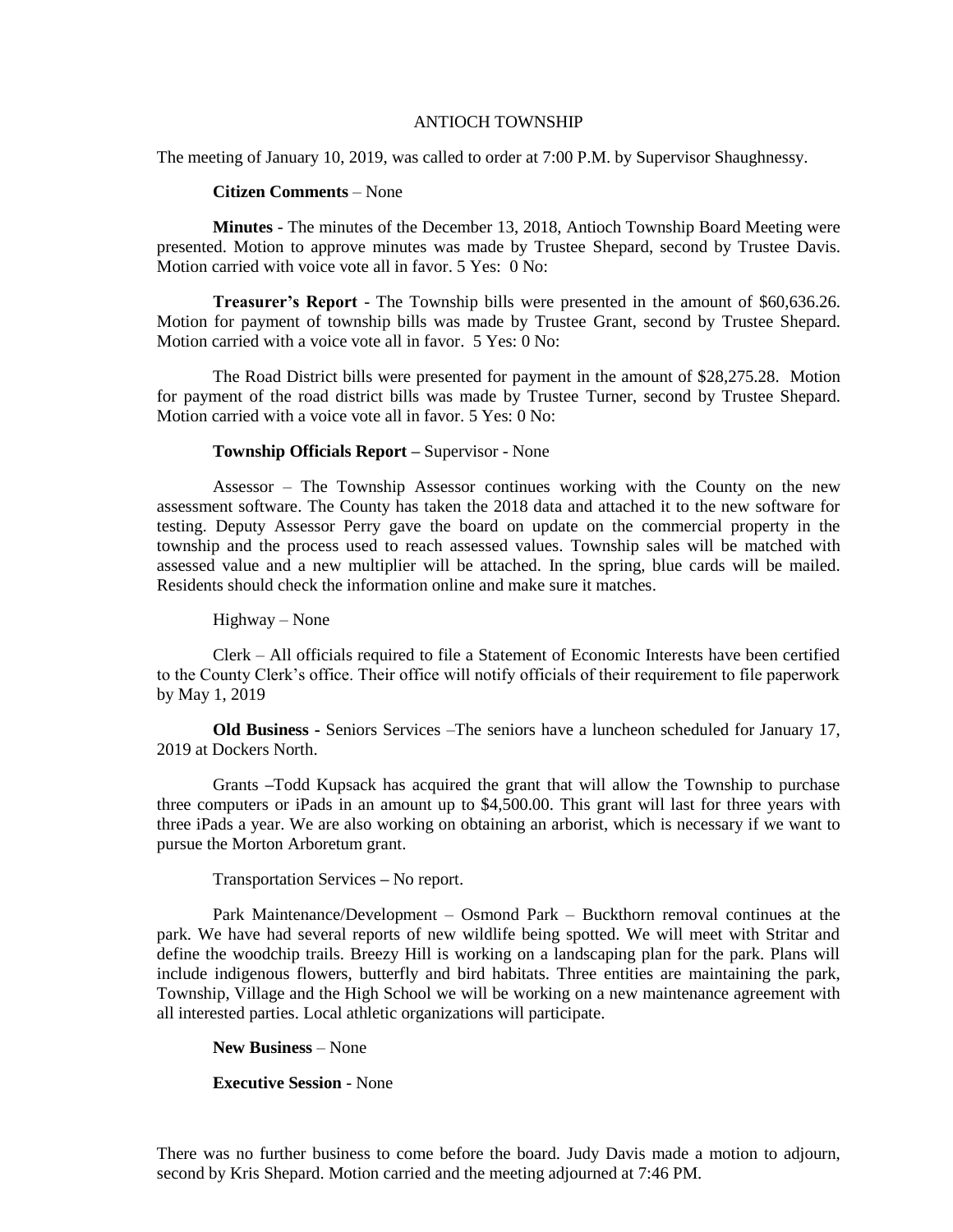# ANTIOCH TOWNSHIP

The meeting of January 10, 2019, was called to order at 7:00 P.M. by Supervisor Shaughnessy.

**Citizen Comments** – None

**Minutes** - The minutes of the December 13, 2018, Antioch Township Board Meeting were presented. Motion to approve minutes was made by Trustee Shepard, second by Trustee Davis. Motion carried with voice vote all in favor. 5 Yes: 0 No:

**Treasurer's Report** - The Township bills were presented in the amount of $60,636.26. Motion for payment of township bills was made by Trustee Grant, second by Trustee Shepard. Motion carried with a voice vote all in favor. 5 Yes: 0 No:

The Road District bills were presented for payment in the amount of $28,275.28. Motion for payment of the road district bills was made by Trustee Turner, second by Trustee Shepard. Motion carried with a voice vote all in favor. 5 Yes: 0 No:

**Township Officials Report –** Supervisor - None

Assessor – The Township Assessor continues working with the County on the new assessment software. The County has taken the 2018 data and attached it to the new software for testing. Deputy Assessor Perry gave the board on update on the commercial property in the township and the process used to reach assessed values. Township sales will be matched with assessed value and a new multiplier will be attached. In the spring, blue cards will be mailed. Residents should check the information online and make sure it matches.

Highway – None

Clerk – All officials required to file a Statement of Economic Interests have been certified to the County Clerk's office. Their office will notify officials of their requirement to file paperwork by May 1, 2019

**Old Business -** Seniors Services –The seniors have a luncheon scheduled for January 17, 2019 at Dockers North.

Grants –Todd Kupsack has acquired the grant that will allow the Township to purchase three computers or iPads in an amount up to $4,500.00. This grant will last for three years with three iPads a year. We are also working on obtaining an arborist, which is necessary if we want to pursue the Morton Arboretum grant.

Transportation Services – No report.

Park Maintenance/Development – Osmond Park – Buckthorn removal continues at the park. We have had several reports of new wildlife being spotted. We will meet with Stritar and define the woodchip trails. Breezy Hill is working on a landscaping plan for the park. Plans will include indigenous flowers, butterfly and bird habitats. Three entities are maintaining the park, Township, Village and the High School we will be working on a new maintenance agreement with all interested parties. Local athletic organizations will participate.

**New Business** – None

**Executive Session** - None

There was no further business to come before the board. Judy Davis made a motion to adjourn, second by Kris Shepard. Motion carried and the meeting adjourned at 7:46 PM.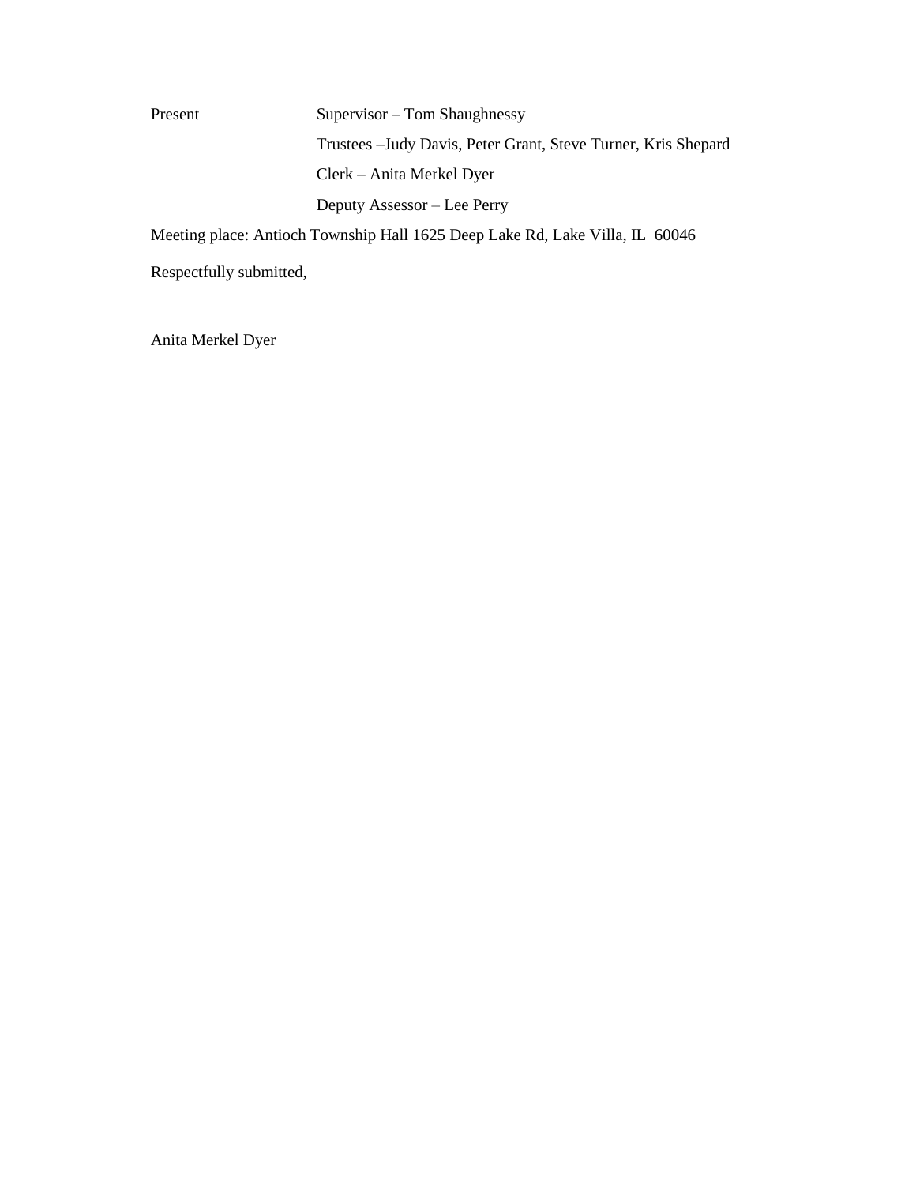| | |
|---|---|
| Present | Supervisor – Tom Shaughnessy |
| | Trustees –Judy Davis, Peter Grant, Steve Turner, Kris Shepard |
| | Clerk – Anita Merkel Dyer |
| | Deputy Assessor – Lee Perry |

Meeting place: Antioch Township Hall 1625 Deep Lake Rd, Lake Villa, IL 60046

Respectfully submitted,

Anita Merkel Dyer